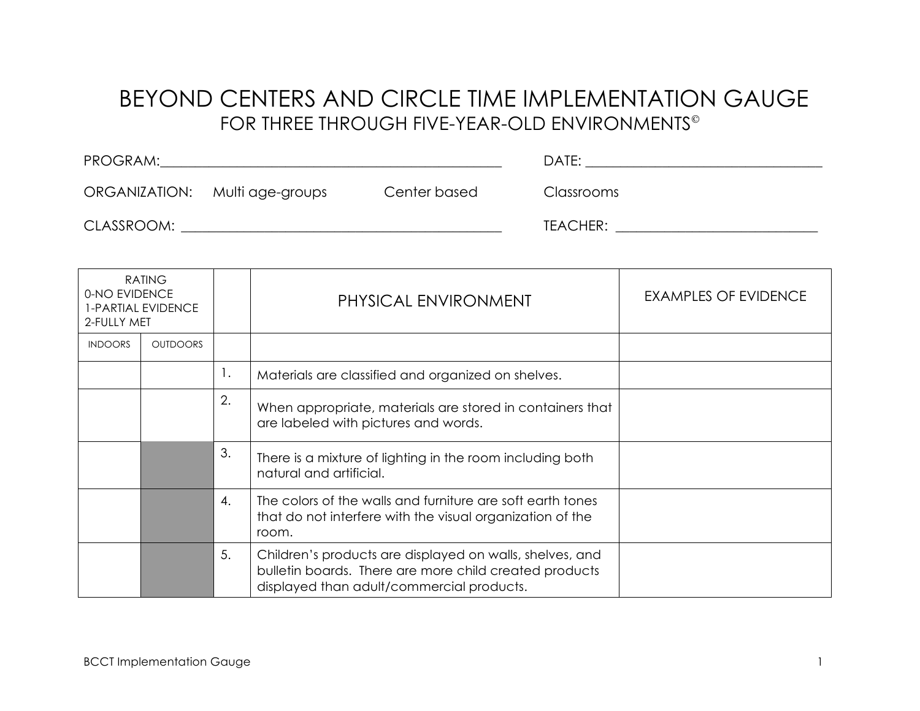# BEYOND CENTERS AND CIRCLE TIME IMPLEMENTATION GAUGE

## FOR THREE THROUGH FIVE-YEAR-OLD ENVIRONMENTS©

PROGRAM:___________________________________________ DATE: ______________________________

ORGANIZATION: Multi age-groups Center based Classrooms

CLASSROOM: ________________________________________ TEACHER: _________________________

| RATING<br>0-NO EVIDENCE<br>1-PARTIAL EVIDENCE<br>2-FULLY MET | | | PHYSICAL ENVIRONMENT | EXAMPLES OF EVIDENCE |
|---|---|---|---|---|
| INDOORS | OUTDOORS | | | |
| | | 1. | Materials are classified and organized on shelves. | |
| | | 2. | When appropriate, materials are stored in containers that are labeled with pictures and words. | |
| | | 3. | There is a mixture of lighting in the room including both natural and artificial. | |
| | | 4. | The colors of the walls and furniture are soft earth tones that do not interfere with the visual organization of the room. | |
| | | 5. | Children's products are displayed on walls, shelves, and bulletin boards. There are more child created products displayed than adult/commercial products. | |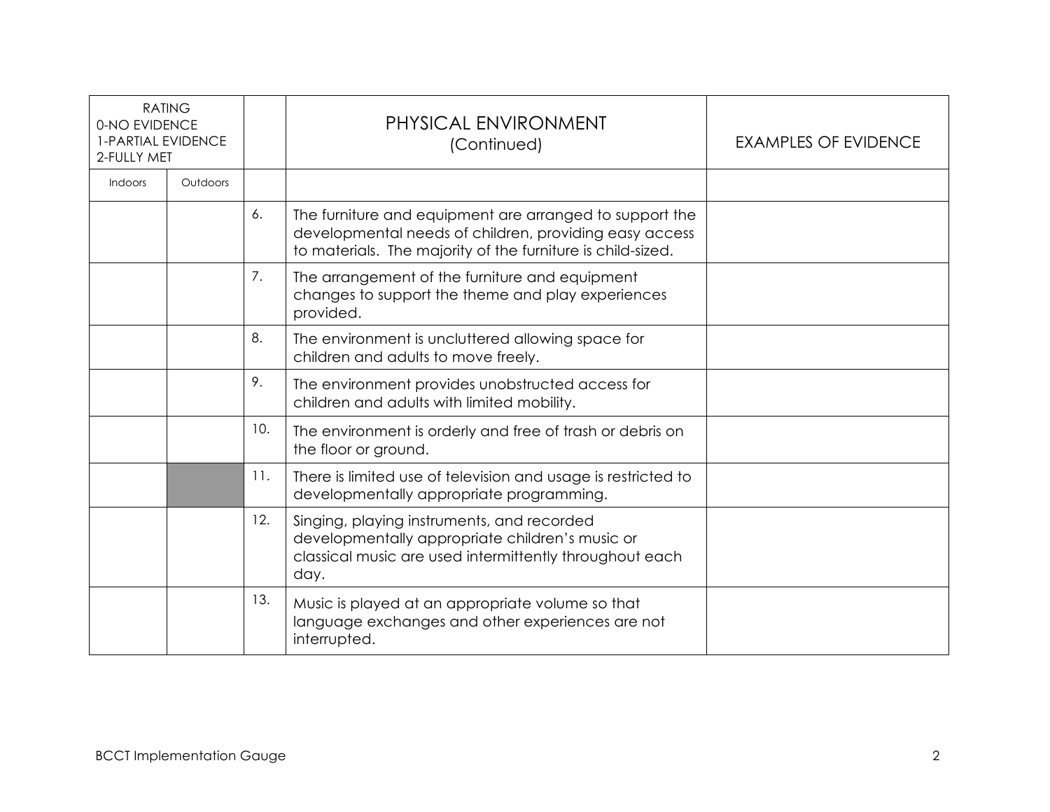| RATING<br>0-NO EVIDENCE<br>1-PARTIAL EVIDENCE<br>2-FULLY MET | | | PHYSICAL ENVIRONMENT<br>(Continued) | EXAMPLES OF EVIDENCE |
|---|---|---|---|---|
| Indoors | Outdoors | | | |
| | | 6. | The furniture and equipment are arranged to support the developmental needs of children, providing easy access to materials. The majority of the furniture is child-sized. | |
| | | 7. | The arrangement of the furniture and equipment changes to support the theme and play experiences provided. | |
| | | 8. | The environment is uncluttered allowing space for children and adults to move freely. | |
| | | 9. | The environment provides unobstructed access for children and adults with limited mobility. | |
| | | 10. | The environment is orderly and free of trash or debris on the floor or ground. | |
| | | 11. | There is limited use of television and usage is restricted to developmentally appropriate programming. | |
| | | 12. | Singing, playing instruments, and recorded developmentally appropriate children's music or classical music are used intermittently throughout each day. | |
| | | 13. | Music is played at an appropriate volume so that language exchanges and other experiences are not interrupted. | |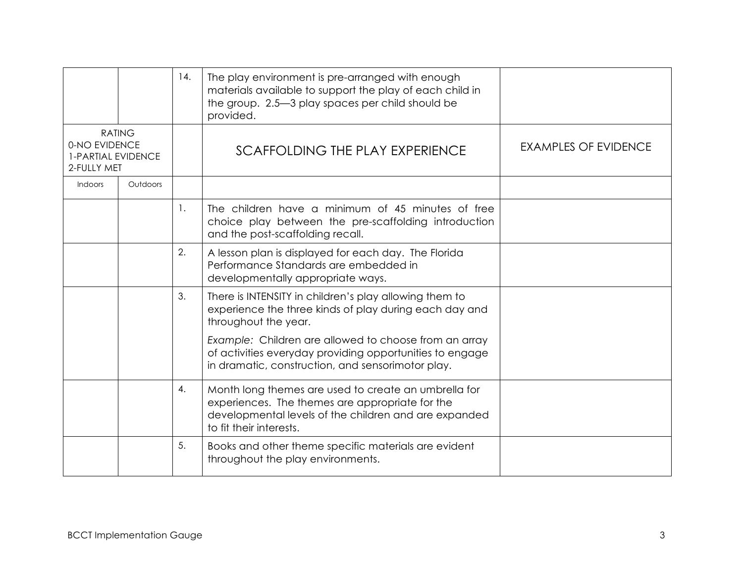| | | 14. | The play environment is pre-arranged with enough materials available to support the play of each child in the group. 2.5—3 play spaces per child should be provided. | |
|---|---|---|---|---|
| RATING<br>0-NO EVIDENCE<br>1-PARTIAL EVIDENCE<br>2-FULLY MET | | | SCAFFOLDING THE PLAY EXPERIENCE | EXAMPLES OF EVIDENCE |
| Indoors | Outdoors | | | |
| | | 1. | The children have a minimum of 45 minutes of free choice play between the pre-scaffolding introduction and the post-scaffolding recall. | |
| | | 2. | A lesson plan is displayed for each day. The Florida Performance Standards are embedded in developmentally appropriate ways. | |
| | | 3. | There is INTENSITY in children's play allowing them to experience the three kinds of play during each day and throughout the year.<br><br>*Example:* Children are allowed to choose from an array of activities everyday providing opportunities to engage in dramatic, construction, and sensorimotor play. | |
| | | 4. | Month long themes are used to create an umbrella for experiences. The themes are appropriate for the developmental levels of the children and are expanded to fit their interests. | |
| | | 5. | Books and other theme specific materials are evident throughout the play environments. | |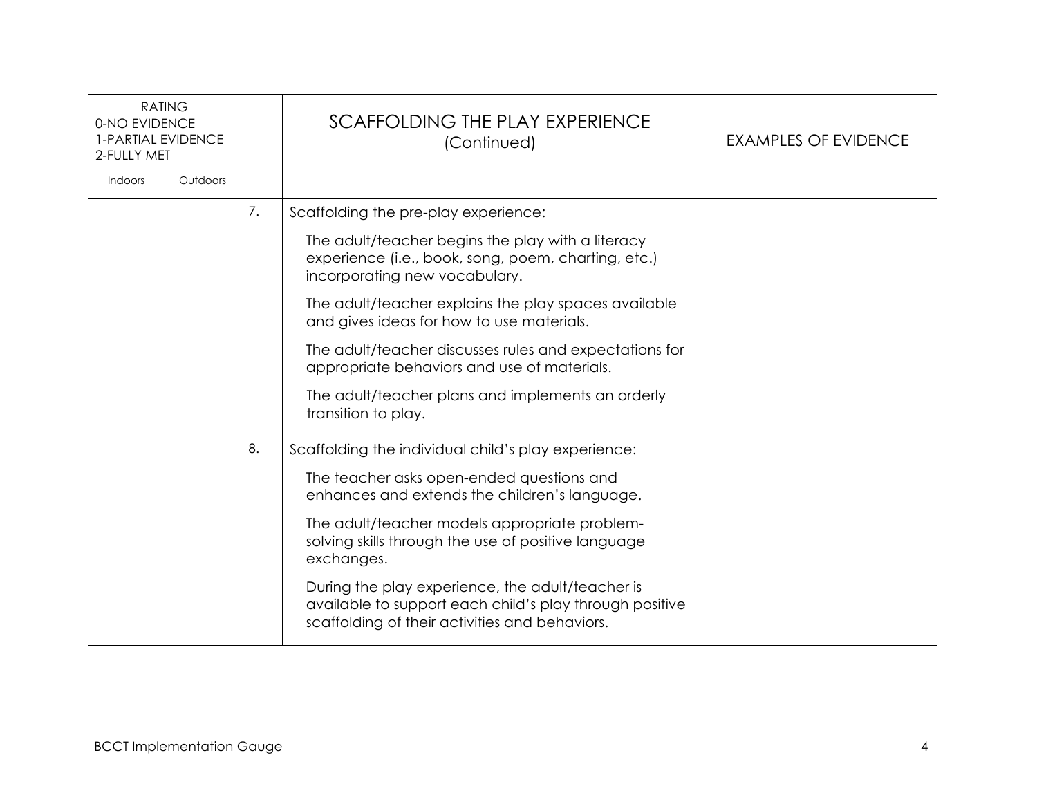| RATING<br>0-NO EVIDENCE<br>1-PARTIAL EVIDENCE<br>2-FULLY MET | | | SCAFFOLDING THE PLAY EXPERIENCE<br>(Continued) | EXAMPLES OF EVIDENCE |
|---|---|---|---|---|
| Indoors | Outdoors | | | |
| | | 7. | Scaffolding the pre-play experience:<br><br>The adult/teacher begins the play with a literacy experience (i.e., book, song, poem, charting, etc.) incorporating new vocabulary.<br><br>The adult/teacher explains the play spaces available and gives ideas for how to use materials.<br><br>The adult/teacher discusses rules and expectations for appropriate behaviors and use of materials.<br><br>The adult/teacher plans and implements an orderly transition to play. | |
| | | 8. | Scaffolding the individual child's play experience:<br><br>The teacher asks open-ended questions and enhances and extends the children's language.<br><br>The adult/teacher models appropriate problem-solving skills through the use of positive language exchanges.<br><br>During the play experience, the adult/teacher is available to support each child's play through positive scaffolding of their activities and behaviors. | |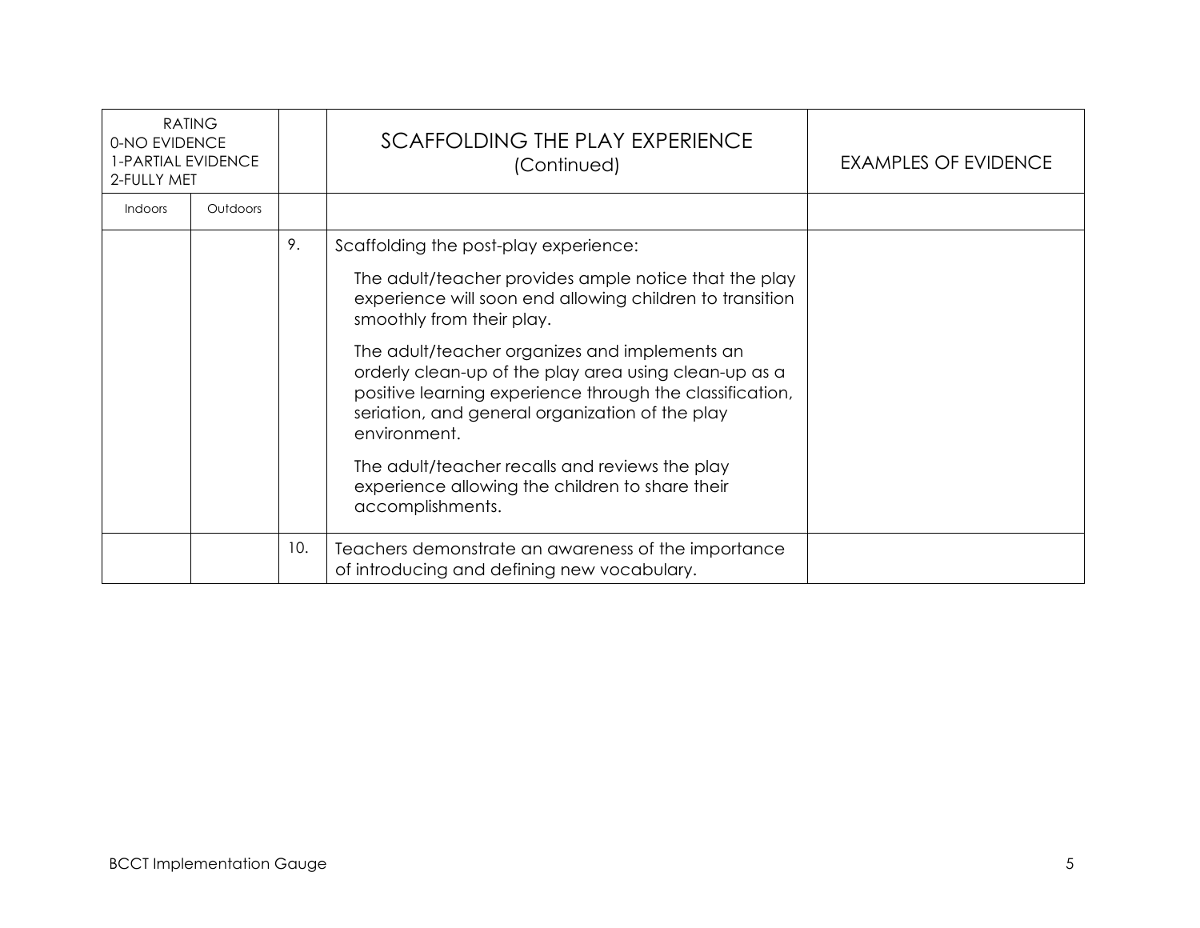| RATING<br>0-NO EVIDENCE<br>1-PARTIAL EVIDENCE<br>2-FULLY MET | | | SCAFFOLDING THE PLAY EXPERIENCE<br>(Continued) | EXAMPLES OF EVIDENCE |
|---|---|---|---|---|
| Indoors | Outdoors | | | |
| | | 9. | Scaffolding the post-play experience:<br><br>The adult/teacher provides ample notice that the play experience will soon end allowing children to transition smoothly from their play.<br><br>The adult/teacher organizes and implements an orderly clean-up of the play area using clean-up as a positive learning experience through the classification, seriation, and general organization of the play environment.<br><br>The adult/teacher recalls and reviews the play experience allowing the children to share their accomplishments. | |
| | | 10. | Teachers demonstrate an awareness of the importance of introducing and defining new vocabulary. | |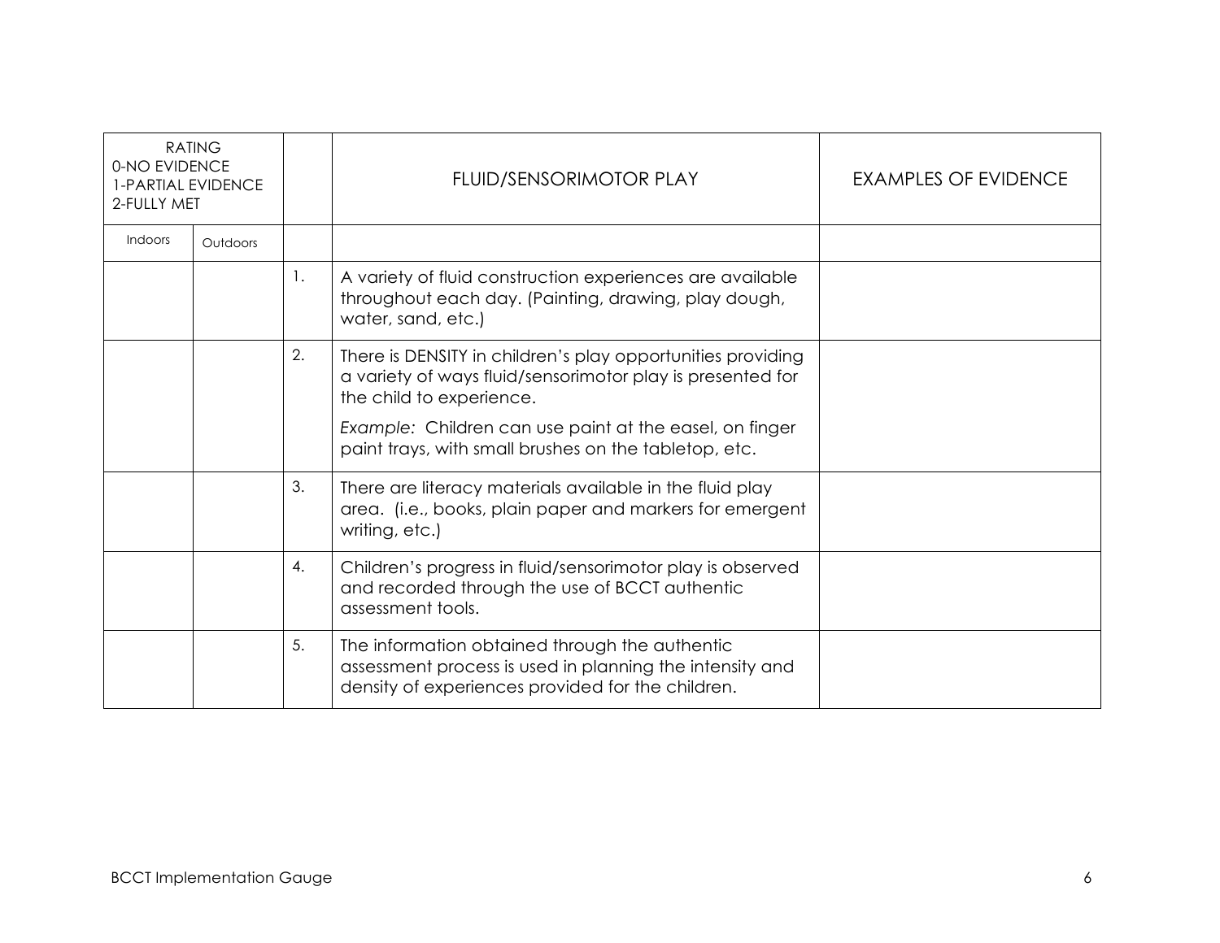| RATING<br>0-NO EVIDENCE<br>1-PARTIAL EVIDENCE<br>2-FULLY MET | | | FLUID/SENSORIMOTOR PLAY | EXAMPLES OF EVIDENCE |
|---|---|---|---|---|
| Indoors | Outdoors | | | |
| | | 1. | A variety of fluid construction experiences are available throughout each day. (Painting, drawing, play dough, water, sand, etc.) | |
| | | 2. | There is DENSITY in children's play opportunities providing a variety of ways fluid/sensorimotor play is presented for the child to experience.<br><br>*Example:* Children can use paint at the easel, on finger paint trays, with small brushes on the tabletop, etc. | |
| | | 3. | There are literacy materials available in the fluid play area. (i.e., books, plain paper and markers for emergent writing, etc.) | |
| | | 4. | Children's progress in fluid/sensorimotor play is observed and recorded through the use of BCCT authentic assessment tools. | |
| | | 5. | The information obtained through the authentic assessment process is used in planning the intensity and density of experiences provided for the children. | |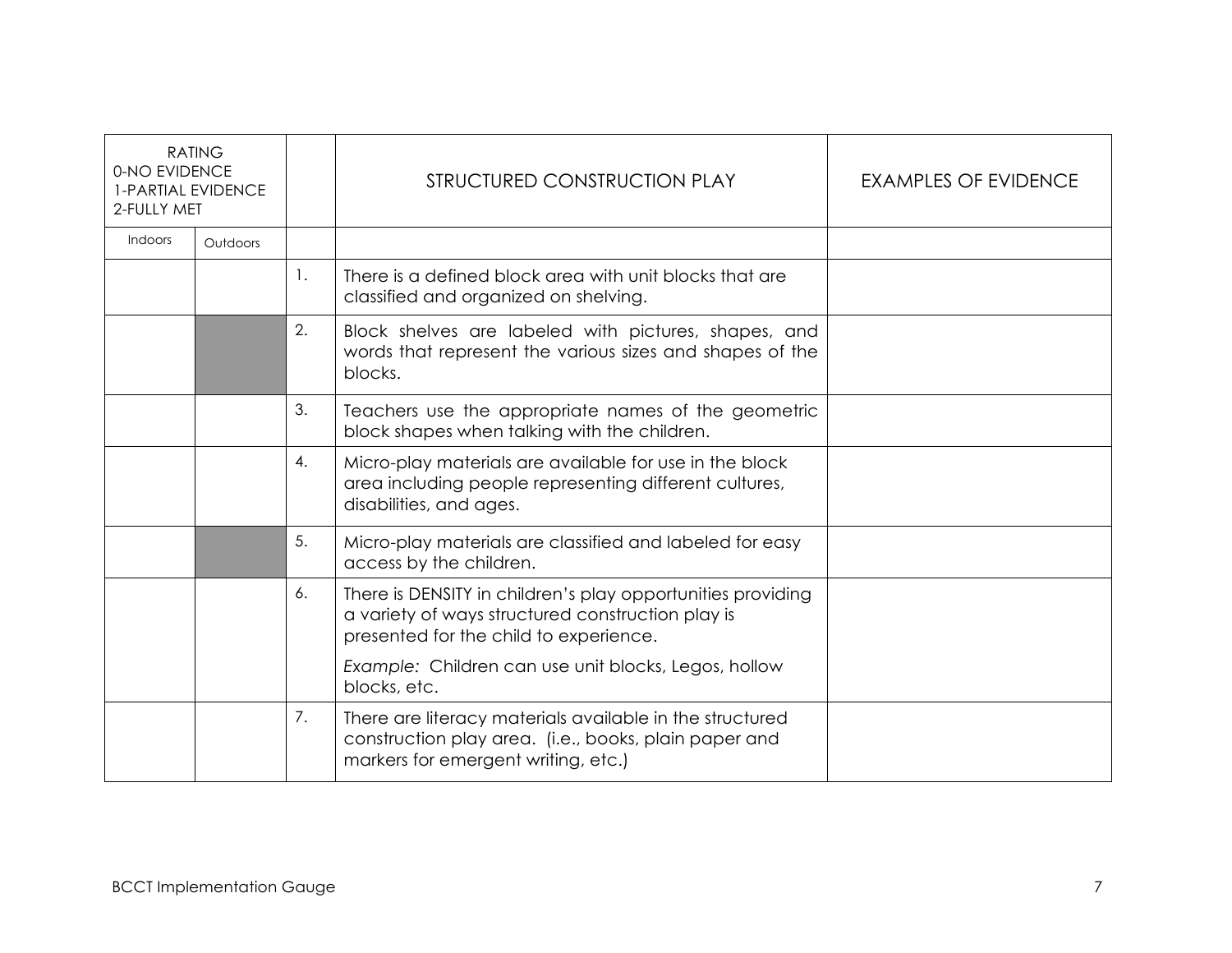| RATING<br>0-NO EVIDENCE<br>1-PARTIAL EVIDENCE<br>2-FULLY MET | | | STRUCTURED CONSTRUCTION PLAY | EXAMPLES OF EVIDENCE |
|---|---|---|---|---|
| Indoors | Outdoors | | | |
| | | 1. | There is a defined block area with unit blocks that are classified and organized on shelving. | |
| | | 2. | Block shelves are labeled with pictures, shapes, and words that represent the various sizes and shapes of the blocks. | |
| | | 3. | Teachers use the appropriate names of the geometric block shapes when talking with the children. | |
| | | 4. | Micro-play materials are available for use in the block area including people representing different cultures, disabilities, and ages. | |
| | | 5. | Micro-play materials are classified and labeled for easy access by the children. | |
| | | 6. | There is DENSITY in children's play opportunities providing a variety of ways structured construction play is presented for the child to experience.<br><br>*Example:* Children can use unit blocks, Legos, hollow blocks, etc. | |
| | | 7. | There are literacy materials available in the structured construction play area. (i.e., books, plain paper and markers for emergent writing, etc.) | |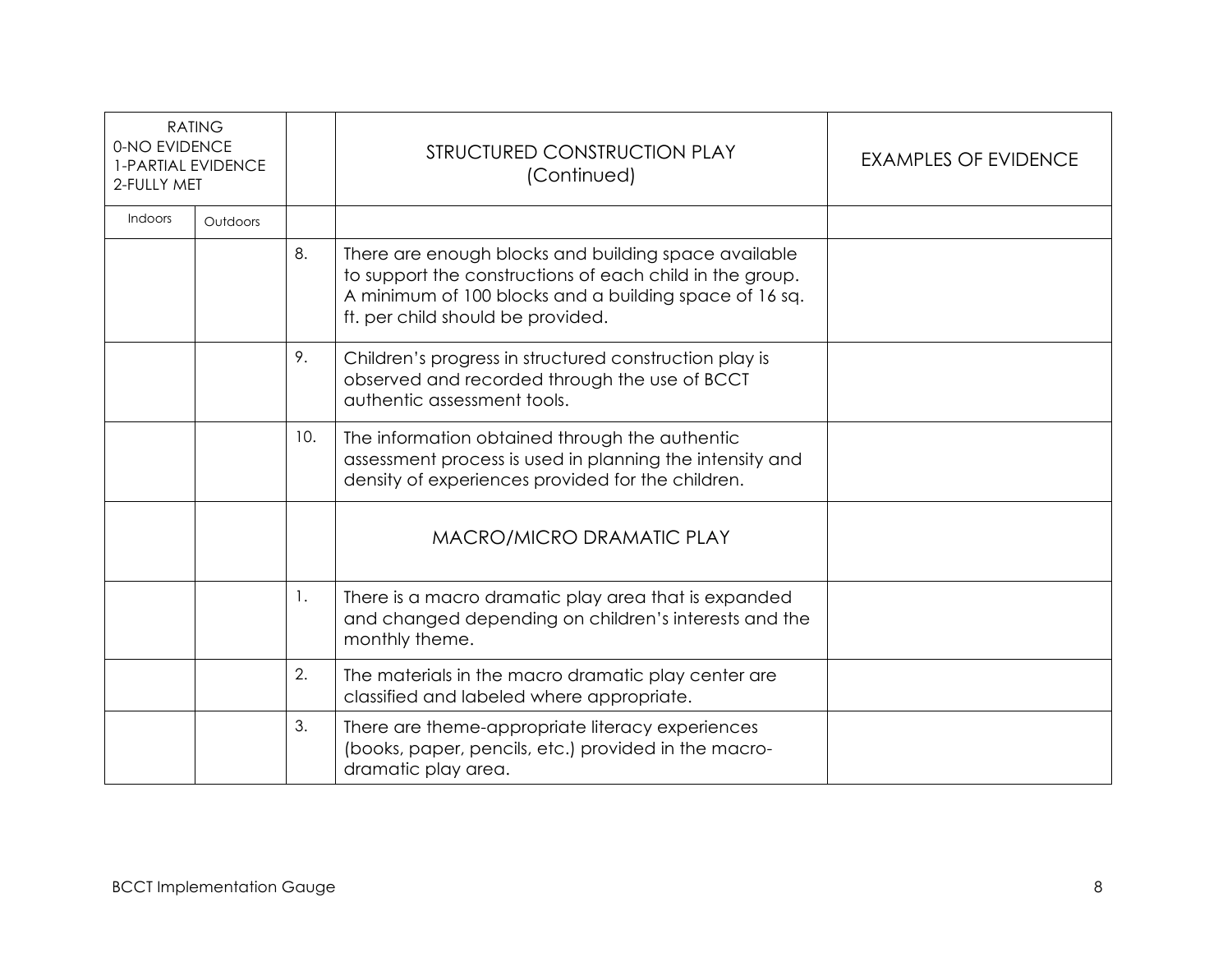| RATING<br>0-NO EVIDENCE<br>1-PARTIAL EVIDENCE<br>2-FULLY MET | | | STRUCTURED CONSTRUCTION PLAY<br>(Continued) | EXAMPLES OF EVIDENCE |
|---|---|---|---|---|
| Indoors | Outdoors | | | |
| | | 8. | There are enough blocks and building space available to support the constructions of each child in the group. A minimum of 100 blocks and a building space of 16 sq. ft. per child should be provided. | |
| | | 9. | Children's progress in structured construction play is observed and recorded through the use of BCCT authentic assessment tools. | |
| | | 10. | The information obtained through the authentic assessment process is used in planning the intensity and density of experiences provided for the children. | |
| | | | MACRO/MICRO DRAMATIC PLAY | |
| | | 1. | There is a macro dramatic play area that is expanded and changed depending on children's interests and the monthly theme. | |
| | | 2. | The materials in the macro dramatic play center are classified and labeled where appropriate. | |
| | | 3. | There are theme-appropriate literacy experiences (books, paper, pencils, etc.) provided in the macro-dramatic play area. | |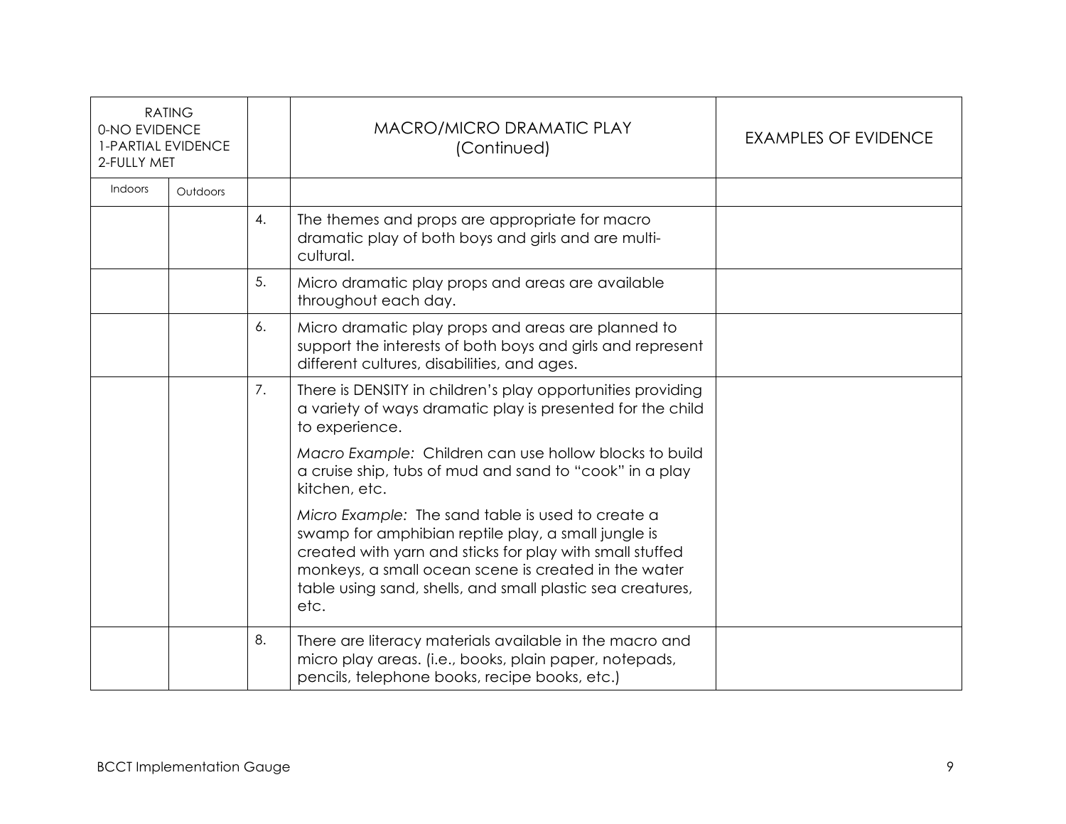| RATING<br>0-NO EVIDENCE<br>1-PARTIAL EVIDENCE<br>2-FULLY MET | | | MACRO/MICRO DRAMATIC PLAY<br>(Continued) | EXAMPLES OF EVIDENCE |
|---|---|---|---|---|
| Indoors | Outdoors | | | |
| | | 4. | The themes and props are appropriate for macro dramatic play of both boys and girls and are multi-cultural. | |
| | | 5. | Micro dramatic play props and areas are available throughout each day. | |
| | | 6. | Micro dramatic play props and areas are planned to support the interests of both boys and girls and represent different cultures, disabilities, and ages. | |
| | | 7. | There is DENSITY in children's play opportunities providing a variety of ways dramatic play is presented for the child to experience.<br><br>*Macro Example:* Children can use hollow blocks to build a cruise ship, tubs of mud and sand to "cook" in a play kitchen, etc.<br><br>*Micro Example:* The sand table is used to create a swamp for amphibian reptile play, a small jungle is created with yarn and sticks for play with small stuffed monkeys, a small ocean scene is created in the water table using sand, shells, and small plastic sea creatures, etc. | |
| | | 8. | There are literacy materials available in the macro and micro play areas. (i.e., books, plain paper, notepads, pencils, telephone books, recipe books, etc.) | |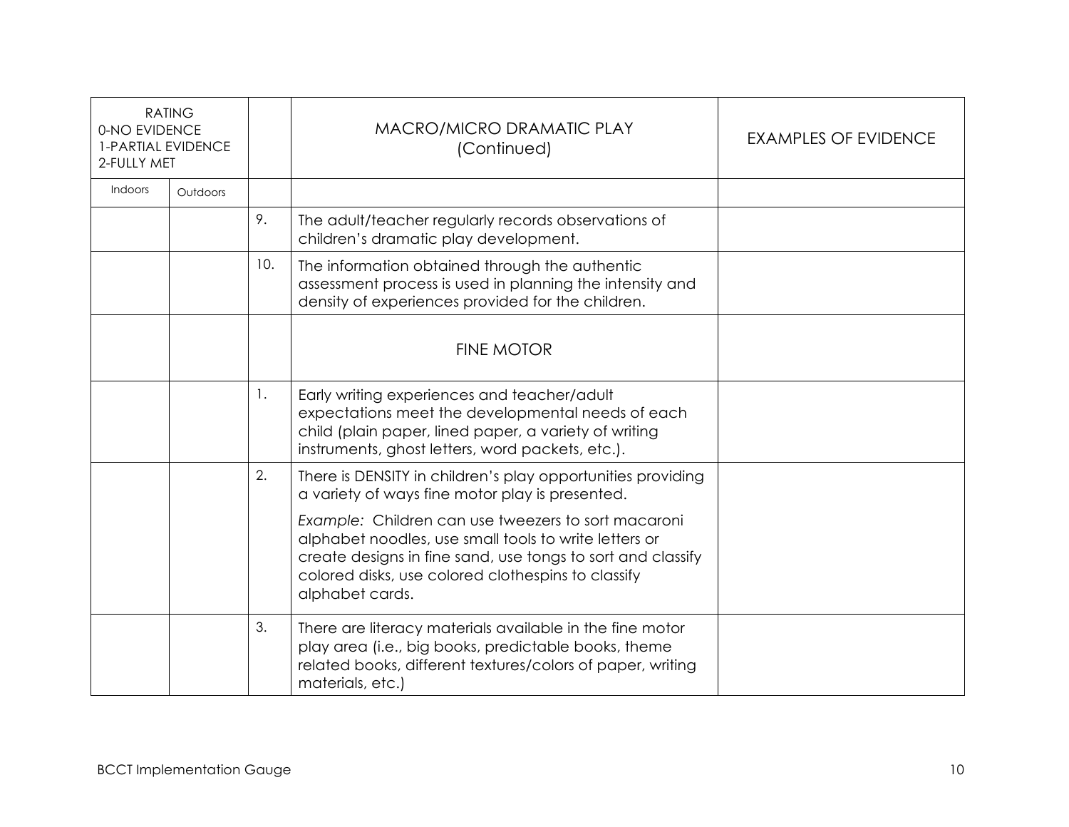| RATING 0-NO EVIDENCE 1-PARTIAL EVIDENCE 2-FULLY MET | | | MACRO/MICRO DRAMATIC PLAY (Continued) | EXAMPLES OF EVIDENCE |
|---|---|---|---|---|
| Indoors | Outdoors | | | |
| | | 9. | The adult/teacher regularly records observations of children's dramatic play development. | |
| | | 10. | The information obtained through the authentic assessment process is used in planning the intensity and density of experiences provided for the children. | |
| | | | FINE MOTOR | |
| | | 1. | Early writing experiences and teacher/adult expectations meet the developmental needs of each child (plain paper, lined paper, a variety of writing instruments, ghost letters, word packets, etc.). | |
| | | 2. | There is DENSITY in children's play opportunities providing a variety of ways fine motor play is presented.<br><br>*Example:* Children can use tweezers to sort macaroni alphabet noodles, use small tools to write letters or create designs in fine sand, use tongs to sort and classify colored disks, use colored clothespins to classify alphabet cards. | |
| | | 3. | There are literacy materials available in the fine motor play area (i.e., big books, predictable books, theme related books, different textures/colors of paper, writing materials, etc.) | |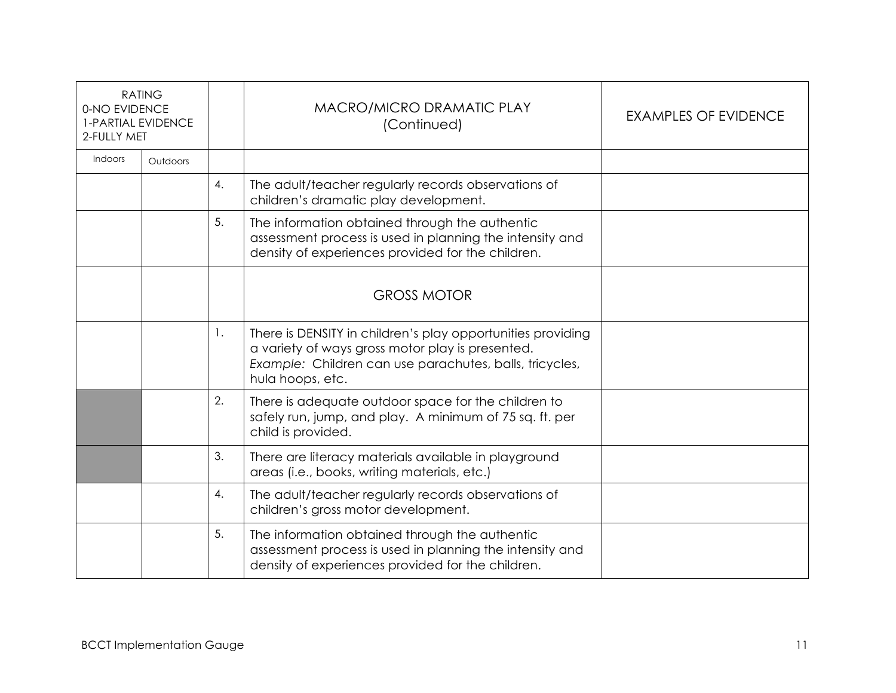| RATING<br>0-NO EVIDENCE<br>1-PARTIAL EVIDENCE<br>2-FULLY MET | | | MACRO/MICRO DRAMATIC PLAY<br>(Continued) | EXAMPLES OF EVIDENCE |
|---|---|---|---|---|
| Indoors | Outdoors | | | |
| | | 4. | The adult/teacher regularly records observations of children's dramatic play development. | |
| | | 5. | The information obtained through the authentic assessment process is used in planning the intensity and density of experiences provided for the children. | |
| | | | GROSS MOTOR | |
| | | 1. | There is DENSITY in children's play opportunities providing a variety of ways gross motor play is presented. *Example:* Children can use parachutes, balls, tricycles, hula hoops, etc. | |
| | | 2. | There is adequate outdoor space for the children to safely run, jump, and play. A minimum of 75 sq. ft. per child is provided. | |
| | | 3. | There are literacy materials available in playground areas (i.e., books, writing materials, etc.) | |
| | | 4. | The adult/teacher regularly records observations of children's gross motor development. | |
| | | 5. | The information obtained through the authentic assessment process is used in planning the intensity and density of experiences provided for the children. | |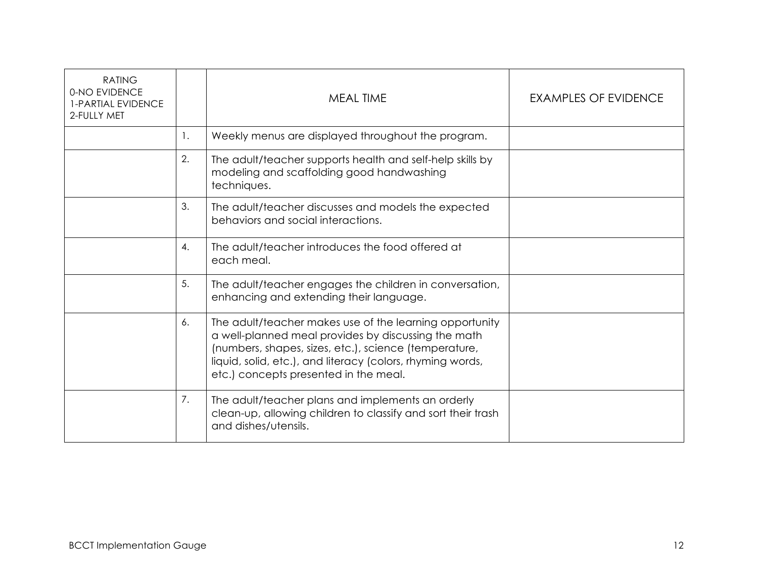| RATING<br>0-NO EVIDENCE<br>1-PARTIAL EVIDENCE<br>2-FULLY MET | | MEAL TIME | EXAMPLES OF EVIDENCE |
|---|---|---|---|
| | 1. | Weekly menus are displayed throughout the program. | |
| | 2. | The adult/teacher supports health and self-help skills by modeling and scaffolding good handwashing techniques. | |
| | 3. | The adult/teacher discusses and models the expected behaviors and social interactions. | |
| | 4. | The adult/teacher introduces the food offered at each meal. | |
| | 5. | The adult/teacher engages the children in conversation, enhancing and extending their language. | |
| | 6. | The adult/teacher makes use of the learning opportunity a well-planned meal provides by discussing the math (numbers, shapes, sizes, etc.), science (temperature, liquid, solid, etc.), and literacy (colors, rhyming words, etc.) concepts presented in the meal. | |
| | 7. | The adult/teacher plans and implements an orderly clean-up, allowing children to classify and sort their trash and dishes/utensils. | |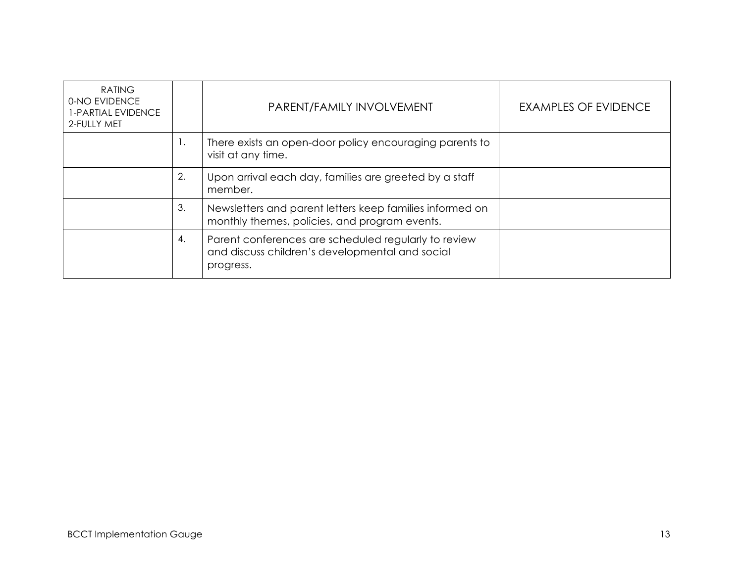| RATING<br>0-NO EVIDENCE<br>1-PARTIAL EVIDENCE<br>2-FULLY MET | | PARENT/FAMILY INVOLVEMENT | EXAMPLES OF EVIDENCE |
|---|---|---|---|
| | 1. | There exists an open-door policy encouraging parents to visit at any time. | |
| | 2. | Upon arrival each day, families are greeted by a staff member. | |
| | 3. | Newsletters and parent letters keep families informed on monthly themes, policies, and program events. | |
| | 4. | Parent conferences are scheduled regularly to review and discuss children's developmental and social progress. | |